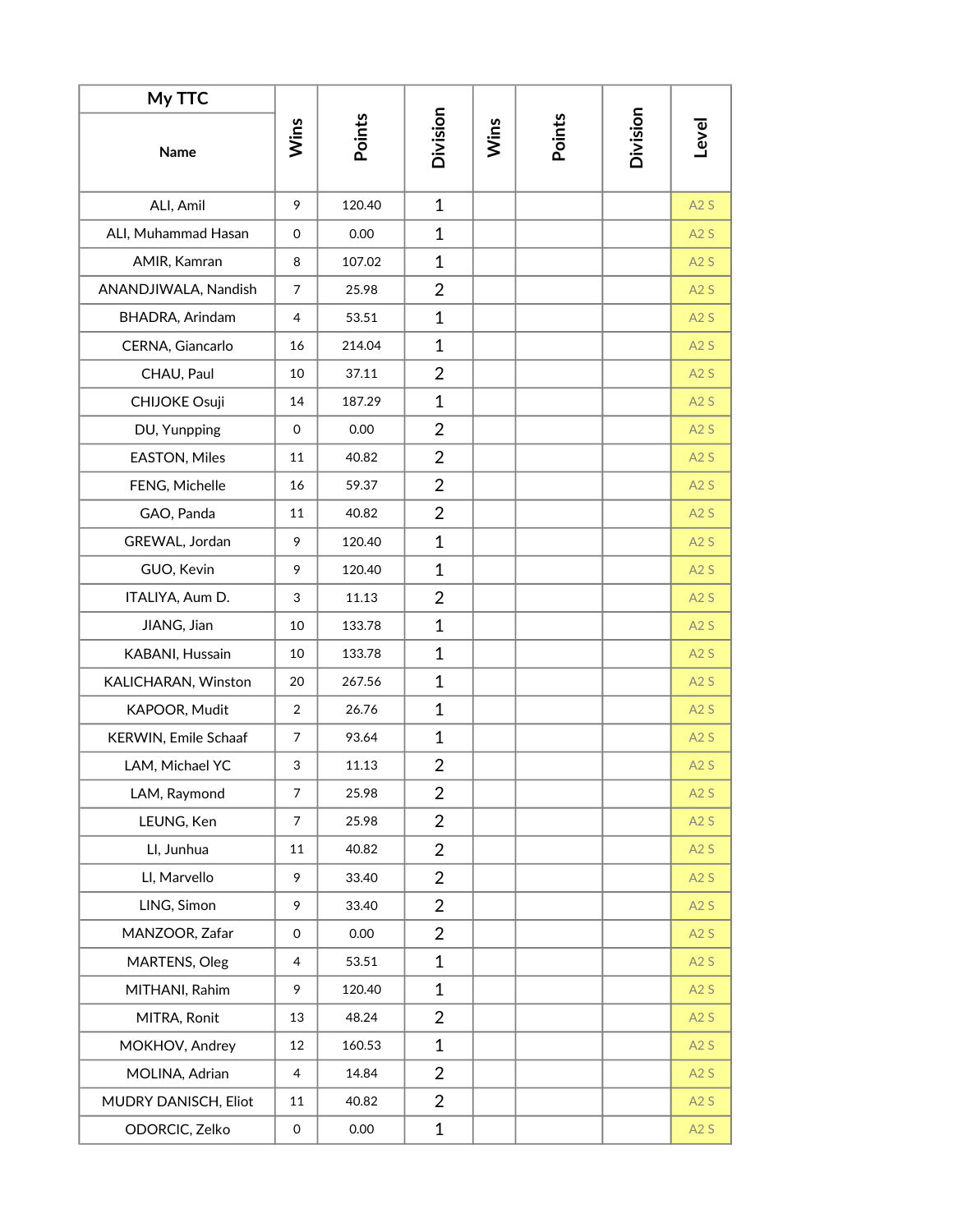| My TTC | | | | | | | |
|---|---|---|---|---|---|---|---|
| Name | Wins | Points | Division | Wins | Points | Division | Level |
| ALI, Amil | 9 | 120.40 | 1 | | | | A2 S |
| ALI, Muhammad Hasan | 0 | 0.00 | 1 | | | | A2 S |
| AMIR, Kamran | 8 | 107.02 | 1 | | | | A2 S |
| ANANDJIWALA, Nandish | 7 | 25.98 | 2 | | | | A2 S |
| BHADRA, Arindam | 4 | 53.51 | 1 | | | | A2 S |
| CERNA, Giancarlo | 16 | 214.04 | 1 | | | | A2 S |
| CHAU, Paul | 10 | 37.11 | 2 | | | | A2 S |
| CHIJOKE Osuji | 14 | 187.29 | 1 | | | | A2 S |
| DU, Yunpping | 0 | 0.00 | 2 | | | | A2 S |
| EASTON, Miles | 11 | 40.82 | 2 | | | | A2 S |
| FENG, Michelle | 16 | 59.37 | 2 | | | | A2 S |
| GAO, Panda | 11 | 40.82 | 2 | | | | A2 S |
| GREWAL, Jordan | 9 | 120.40 | 1 | | | | A2 S |
| GUO, Kevin | 9 | 120.40 | 1 | | | | A2 S |
| ITALIYA, Aum D. | 3 | 11.13 | 2 | | | | A2 S |
| JIANG, Jian | 10 | 133.78 | 1 | | | | A2 S |
| KABANI, Hussain | 10 | 133.78 | 1 | | | | A2 S |
| KALICHARAN, Winston | 20 | 267.56 | 1 | | | | A2 S |
| KAPOOR, Mudit | 2 | 26.76 | 1 | | | | A2 S |
| KERWIN, Emile Schaaf | 7 | 93.64 | 1 | | | | A2 S |
| LAM, Michael YC | 3 | 11.13 | 2 | | | | A2 S |
| LAM, Raymond | 7 | 25.98 | 2 | | | | A2 S |
| LEUNG, Ken | 7 | 25.98 | 2 | | | | A2 S |
| LI, Junhua | 11 | 40.82 | 2 | | | | A2 S |
| LI, Marvello | 9 | 33.40 | 2 | | | | A2 S |
| LING, Simon | 9 | 33.40 | 2 | | | | A2 S |
| MANZOOR, Zafar | 0 | 0.00 | 2 | | | | A2 S |
| MARTENS, Oleg | 4 | 53.51 | 1 | | | | A2 S |
| MITHANI, Rahim | 9 | 120.40 | 1 | | | | A2 S |
| MITRA, Ronit | 13 | 48.24 | 2 | | | | A2 S |
| MOKHOV, Andrey | 12 | 160.53 | 1 | | | | A2 S |
| MOLINA, Adrian | 4 | 14.84 | 2 | | | | A2 S |
| MUDRY DANISCH, Eliot | 11 | 40.82 | 2 | | | | A2 S |
| ODORCIC, Zelko | 0 | 0.00 | 1 | | | | A2 S |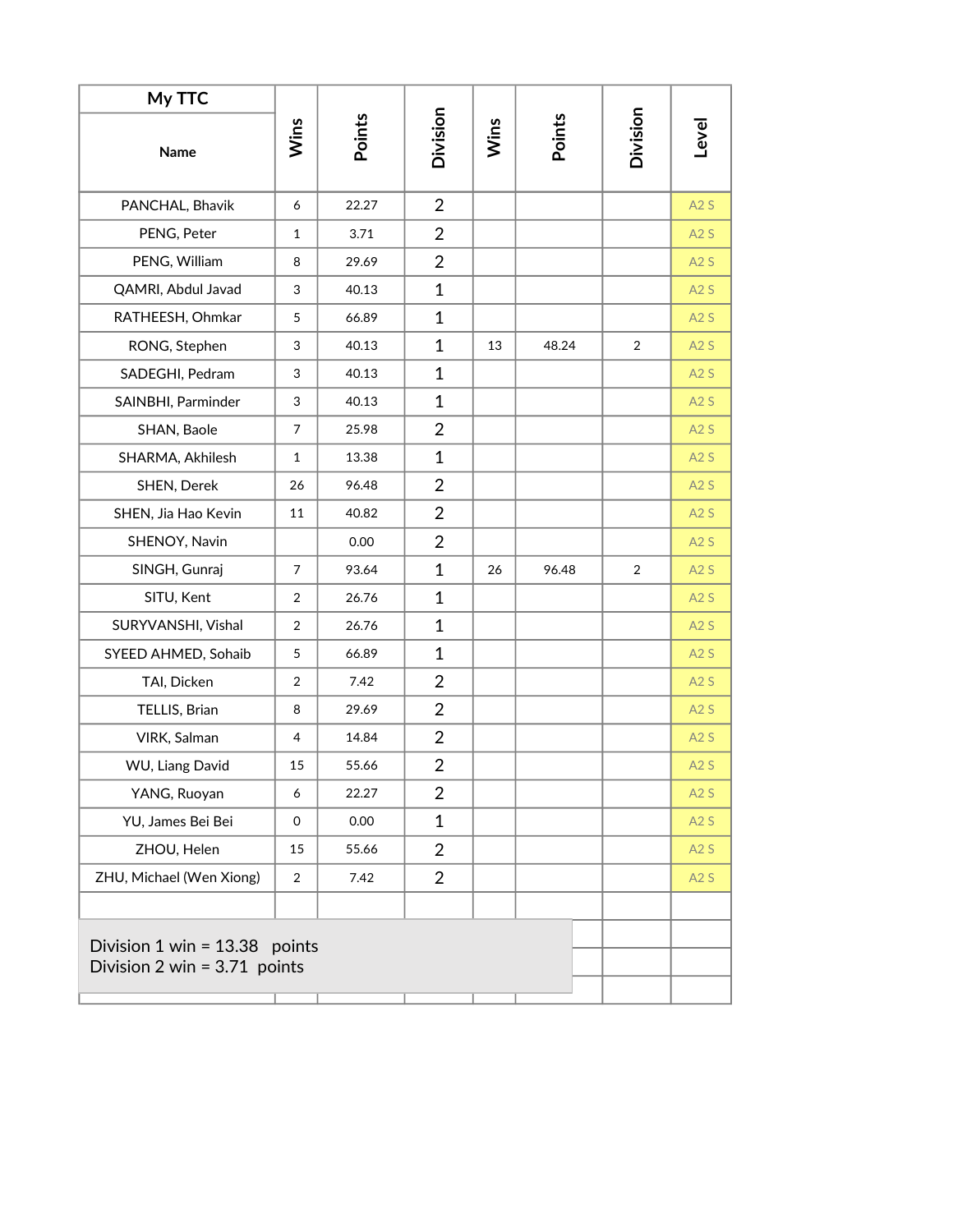| My TTC | | | | | | | |
| --- | --- | --- | --- | --- | --- | --- | --- |
| Name | Wins | Points | Division | Wins | Points | Division | Level |
| PANCHAL, Bhavik | 6 | 22.27 | 2 | | | | A2 S |
| PENG, Peter | 1 | 3.71 | 2 | | | | A2 S |
| PENG, William | 8 | 29.69 | 2 | | | | A2 S |
| QAMRI, Abdul Javad | 3 | 40.13 | 1 | | | | A2 S |
| RATHEESH, Ohmkar | 5 | 66.89 | 1 | | | | A2 S |
| RONG, Stephen | 3 | 40.13 | 1 | 13 | 48.24 | 2 | A2 S |
| SADEGHI, Pedram | 3 | 40.13 | 1 | | | | A2 S |
| SAINBHI, Parminder | 3 | 40.13 | 1 | | | | A2 S |
| SHAN, Baole | 7 | 25.98 | 2 | | | | A2 S |
| SHARMA, Akhilesh | 1 | 13.38 | 1 | | | | A2 S |
| SHEN, Derek | 26 | 96.48 | 2 | | | | A2 S |
| SHEN, Jia Hao Kevin | 11 | 40.82 | 2 | | | | A2 S |
| SHENOY, Navin | | 0.00 | 2 | | | | A2 S |
| SINGH, Gunraj | 7 | 93.64 | 1 | 26 | 96.48 | 2 | A2 S |
| SITU, Kent | 2 | 26.76 | 1 | | | | A2 S |
| SURYVANSHI, Vishal | 2 | 26.76 | 1 | | | | A2 S |
| SYEED AHMED, Sohaib | 5 | 66.89 | 1 | | | | A2 S |
| TAI, Dicken | 2 | 7.42 | 2 | | | | A2 S |
| TELLIS, Brian | 8 | 29.69 | 2 | | | | A2 S |
| VIRK, Salman | 4 | 14.84 | 2 | | | | A2 S |
| WU, Liang David | 15 | 55.66 | 2 | | | | A2 S |
| YANG, Ruoyan | 6 | 22.27 | 2 | | | | A2 S |
| YU, James Bei Bei | 0 | 0.00 | 1 | | | | A2 S |
| ZHOU, Helen | 15 | 55.66 | 2 | | | | A2 S |
| ZHU, Michael (Wen Xiong) | 2 | 7.42 | 2 | | | | A2 S |

Division 1 win = 13.38 points
Division 2 win = 3.71 points